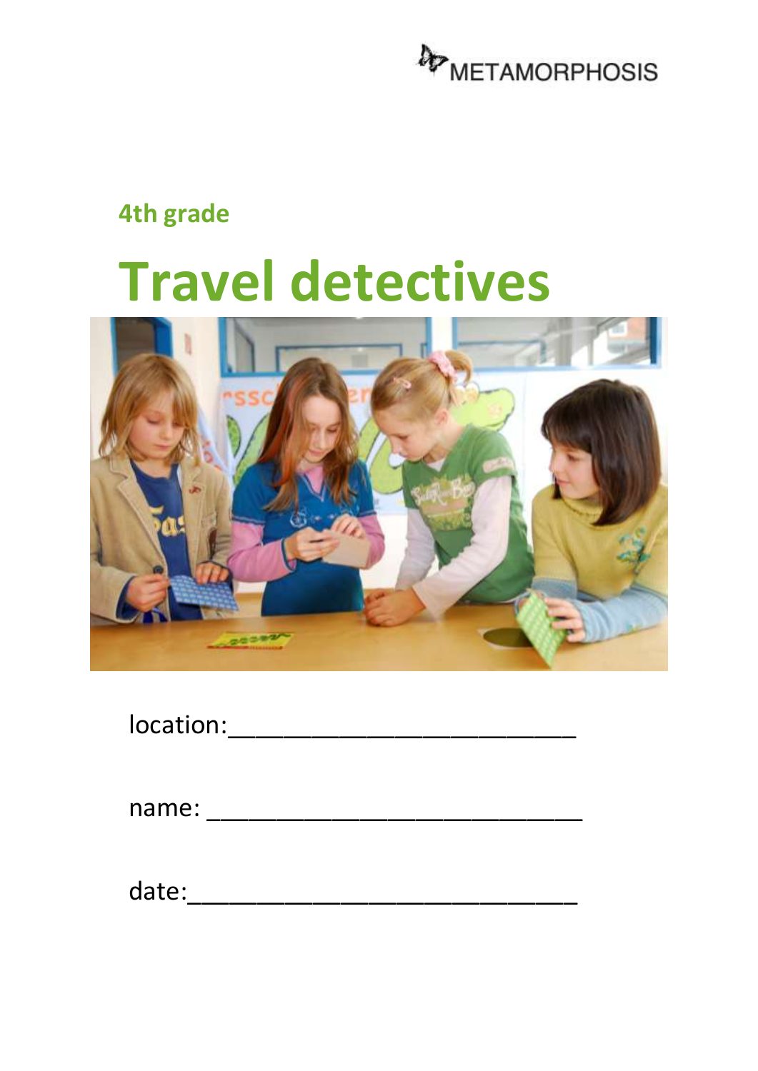METAMORPHOSIS

**4th grade**

# Travel detectives

location:\_\_\_\_\_\_\_\_\_\_\_\_\_\_\_\_\_\_\_\_\_\_\_\_\_\_

name: \_\_\_\_\_\_\_\_\_\_\_\_\_\_\_\_\_\_\_\_\_\_\_\_\_\_\_

date:\_\_\_\_\_\_\_\_\_\_\_\_\_\_\_\_\_\_\_\_\_\_\_\_\_\_\_\_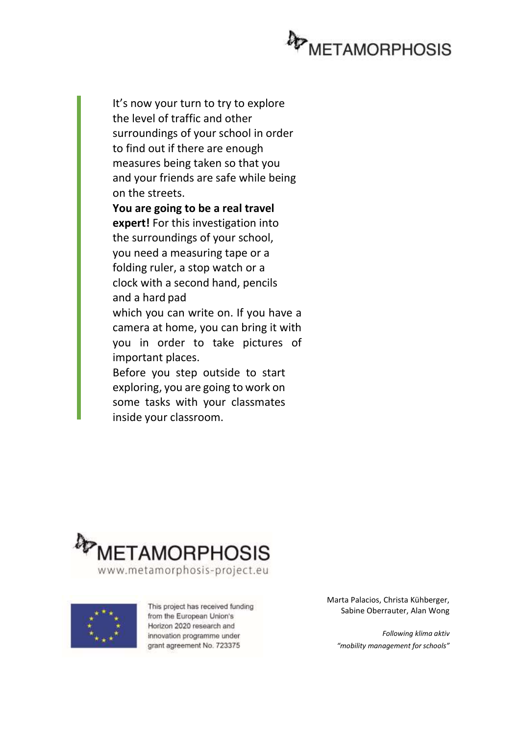It's now your turn to try to explore the level of traffic and other surroundings of your school in order to find out if there are enough measures being taken so that you and your friends are safe while being on the streets.

**You are going to be a real travel expert!** For this investigation into the surroundings of your school, you need a measuring tape or a folding ruler, a stop watch or a clock with a second hand, pencils and a hard pad which you can write on. If you have a camera at home, you can bring it with you in order to take pictures of important places.

Before you step outside to start exploring, you are going to work on some tasks with your classmates inside your classroom.

METAMORPHOSIS
www.metamorphosis-project.eu

This project has received funding from the European Union's Horizon 2020 research and innovation programme under grant agreement No. 723375

Marta Palacios, Christa Kühberger, Sabine Oberrauter, Alan Wong

*Following klima aktiv "mobility management for schools"*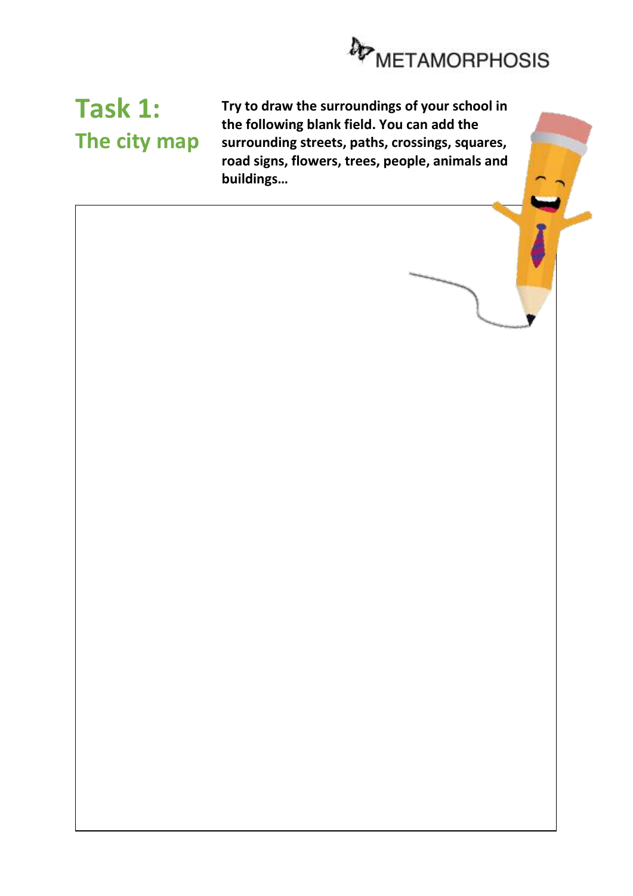# Task 1: The city map

**Try to draw the surroundings of your school in the following blank field. You can add the surrounding streets, paths, crossings, squares, road signs, flowers, trees, people, animals and buildings…**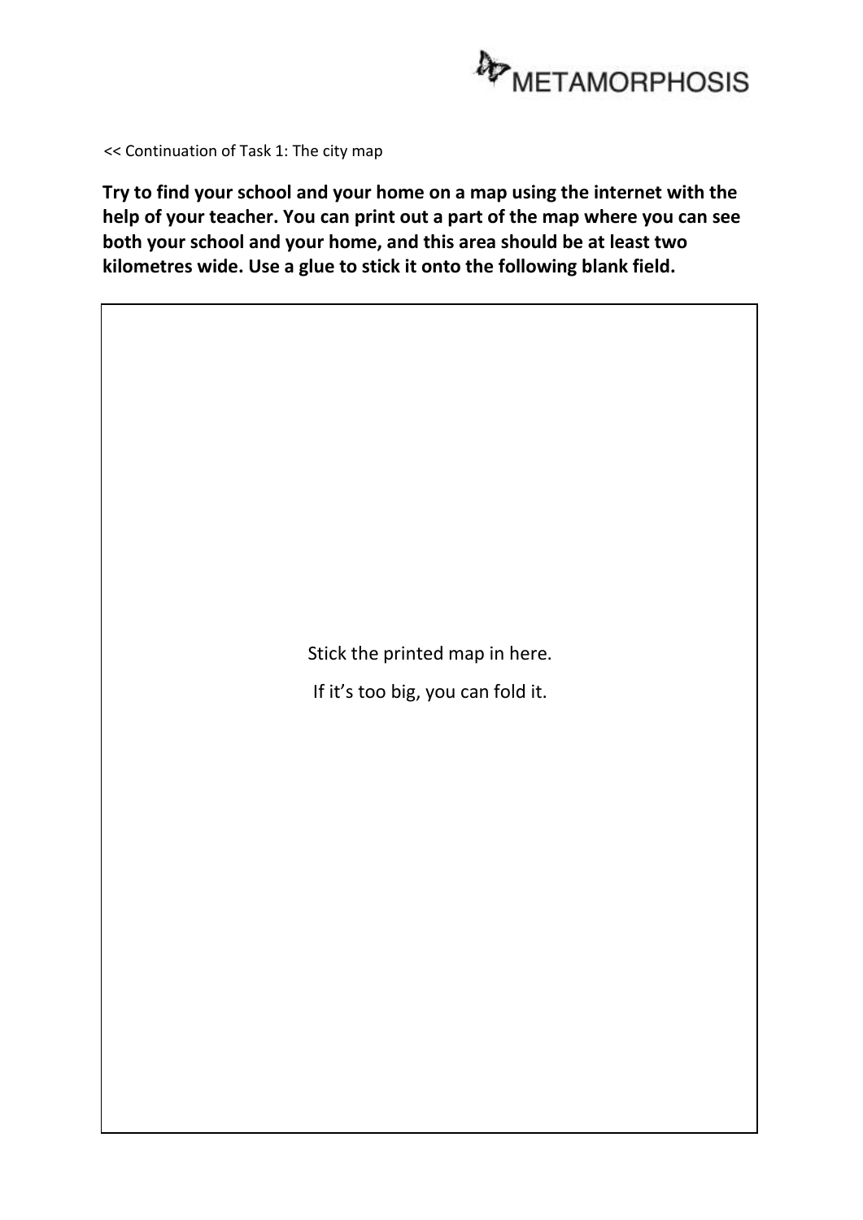<< Continuation of Task 1: The city map

**Try to find your school and your home on a map using the internet with the help of your teacher. You can print out a part of the map where you can see both your school and your home, and this area should be at least two kilometres wide. Use a glue to stick it onto the following blank field.**

Stick the printed map in here.

If it's too big, you can fold it.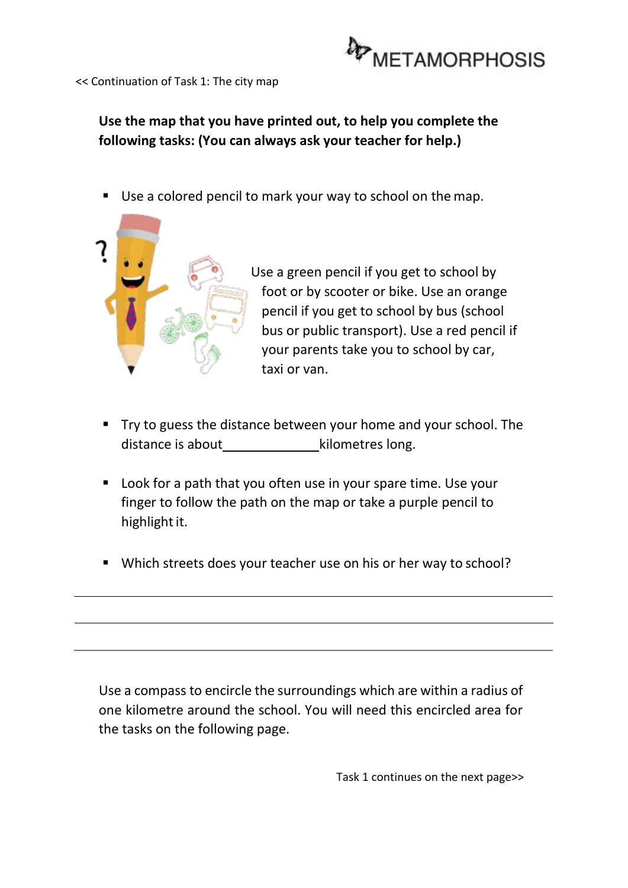<< Continuation of Task 1: The city map

**Use the map that you have printed out, to help you complete the following tasks: (You can always ask your teacher for help.)**

- Use a colored pencil to mark your way to school on the map.

Use a green pencil if you get to school by foot or by scooter or bike. Use an orange pencil if you get to school by bus (school bus or public transport). Use a red pencil if your parents take you to school by car, taxi or van.

- Try to guess the distance between your home and your school. The distance is about ______________ kilometres long.

- Look for a path that you often use in your spare time. Use your finger to follow the path on the map or take a purple pencil to highlight it.

- Which streets does your teacher use on his or her way to school?

______________________________________________________________

______________________________________________________________

______________________________________________________________

Use a compass to encircle the surroundings which are within a radius of one kilometre around the school. You will need this encircled area for the tasks on the following page.

Task 1 continues on the next page>>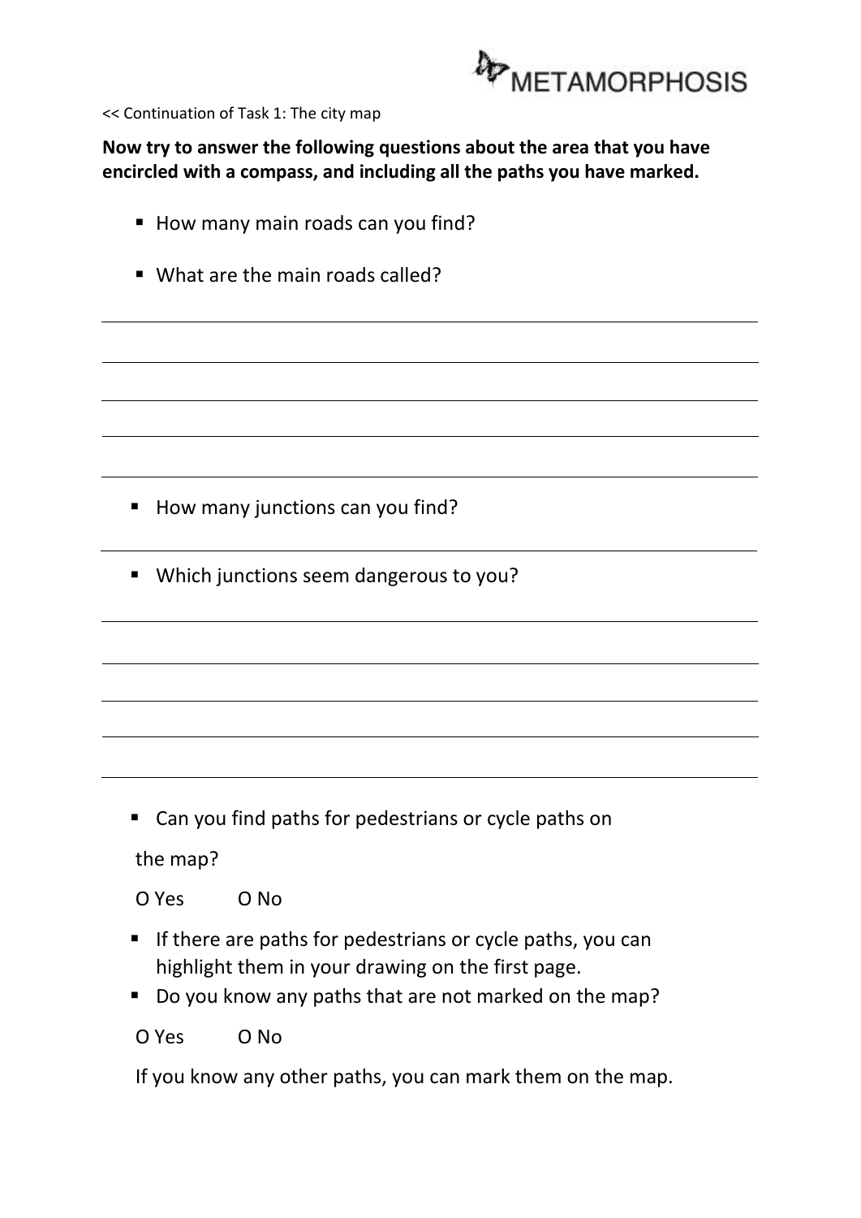<< Continuation of Task 1: The city map

**Now try to answer the following questions about the area that you have encircled with a compass, and including all the paths you have marked.**

- How many main roads can you find?
- What are the main roads called?

---

---

---

---

---

- How many junctions can you find?

---

- Which junctions seem dangerous to you?

---

---

---

---

---

- Can you find paths for pedestrians or cycle paths on the map?

O Yes O No

- If there are paths for pedestrians or cycle paths, you can highlight them in your drawing on the first page.
- Do you know any paths that are not marked on the map?

O Yes O No

If you know any other paths, you can mark them on the map.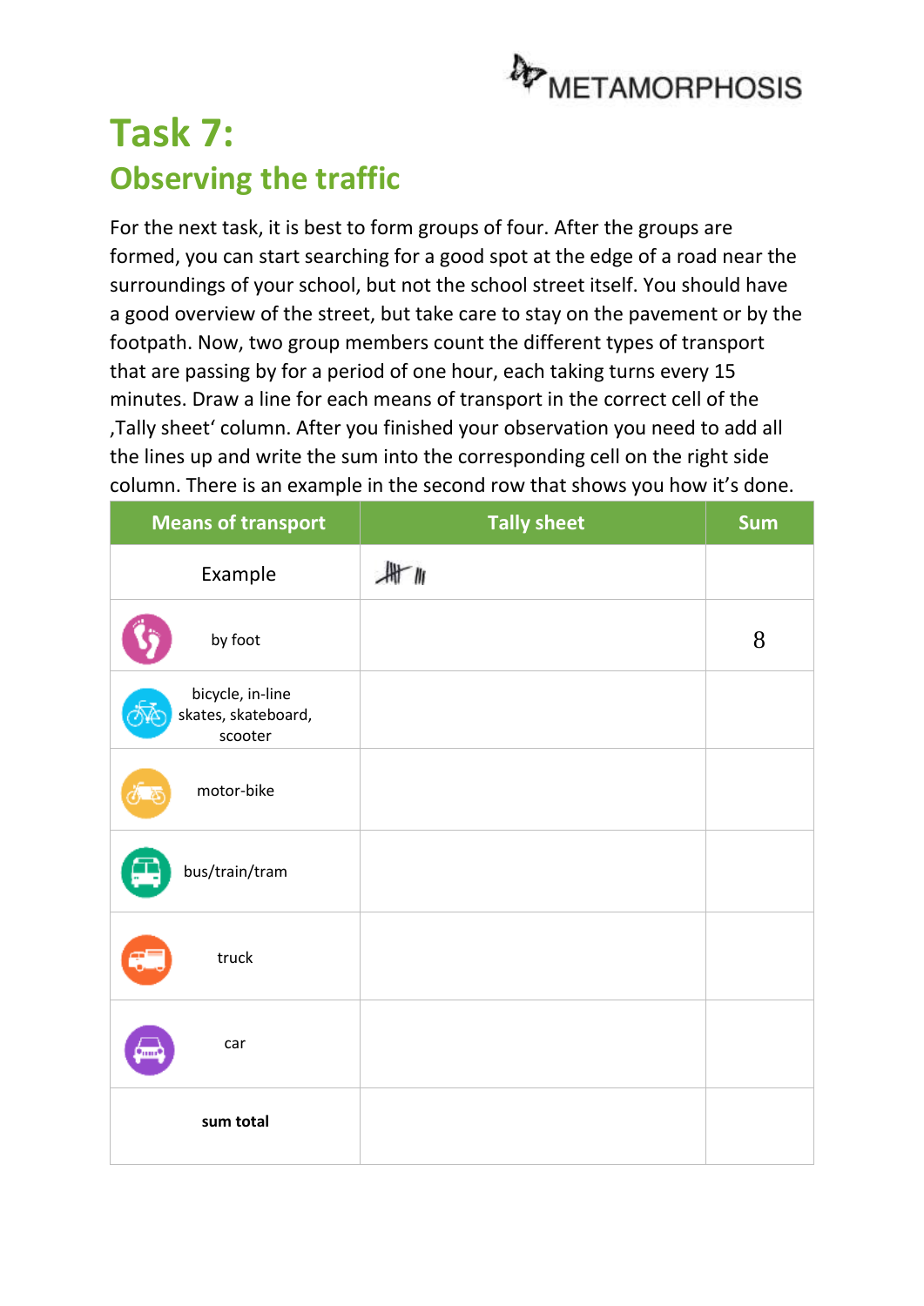# Task 7:

## Observing the traffic

For the next task, it is best to form groups of four. After the groups are formed, you can start searching for a good spot at the edge of a road near the surroundings of your school, but not the school street itself. You should have a good overview of the street, but take care to stay on the pavement or by the footpath. Now, two group members count the different types of transport that are passing by for a period of one hour, each taking turns every 15 minutes. Draw a line for each means of transport in the correct cell of the ‚Tally sheet' column. After you finished your observation you need to add all the lines up and write the sum into the corresponding cell on the right side column. There is an example in the second row that shows you how it's done.

| Means of transport | Tally sheet | Sum |
|---|---|---|
| Example | 卌 III | |
| by foot | | 8 |
| bicycle, in-line skates, skateboard, scooter | | |
| motor-bike | | |
| bus/train/tram | | |
| truck | | |
| car | | |
| **sum total** | | |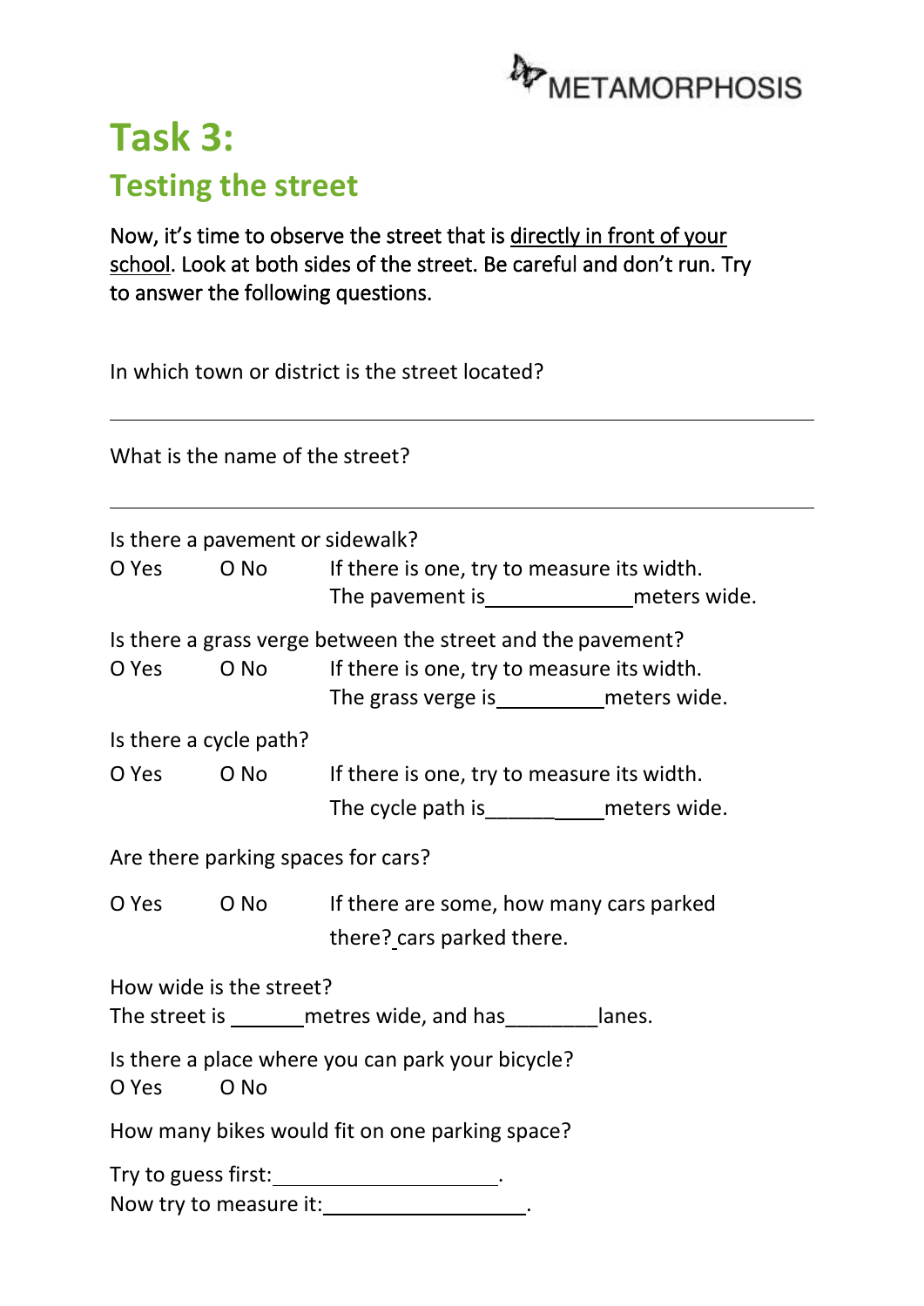# Task 3:

## Testing the street

Now, it's time to observe the street that is directly in front of your school. Look at both sides of the street. Be careful and don't run. Try to answer the following questions.

In which town or district is the street located?

_______________________________________________

What is the name of the street?

_______________________________________________

Is there a pavement or sidewalk?

O Yes O No If there is one, try to measure its width.
The pavement is_____________meters wide.

Is there a grass verge between the street and the pavement?

O Yes O No If there is one, try to measure its width.
The grass verge is__________meters wide.

Is there a cycle path?

O Yes O No If there is one, try to measure its width.
The cycle path is___________meters wide.

Are there parking spaces for cars?

O Yes O No If there are some, how many cars parked there? cars parked there.

How wide is the street?

The street is ______metres wide, and has________lanes.

Is there a place where you can park your bicycle?

O Yes O No

How many bikes would fit on one parking space?

Try to guess first:____________________.

Now try to measure it:__________________.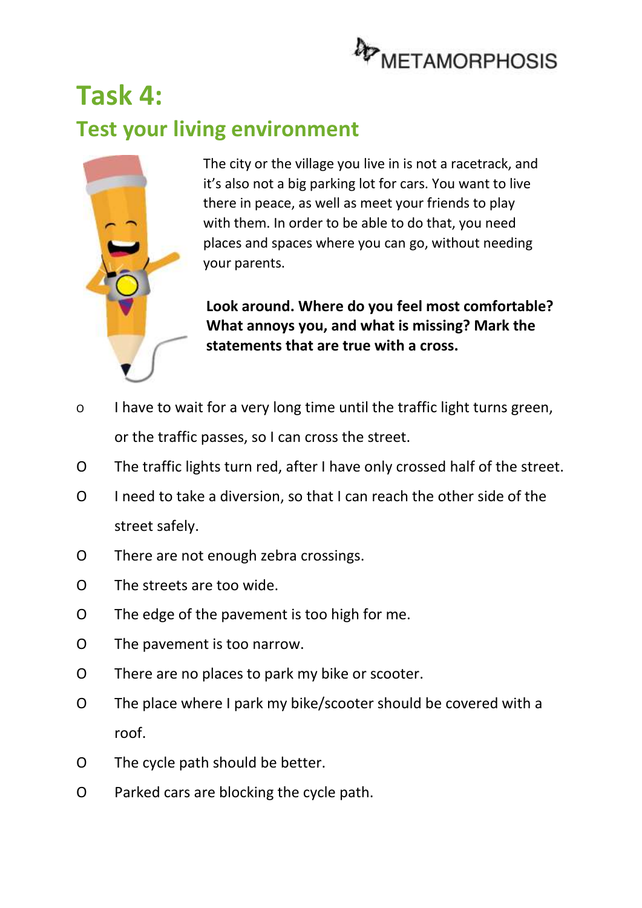# Task 4:

## Test your living environment

The city or the village you live in is not a racetrack, and it's also not a big parking lot for cars. You want to live there in peace, as well as meet your friends to play with them. In order to be able to do that, you need places and spaces where you can go, without needing your parents.

**Look around. Where do you feel most comfortable? What annoys you, and what is missing? Mark the statements that are true with a cross.**

- o I have to wait for a very long time until the traffic light turns green, or the traffic passes, so I can cross the street.
- O The traffic lights turn red, after I have only crossed half of the street.
- O I need to take a diversion, so that I can reach the other side of the street safely.
- O There are not enough zebra crossings.
- O The streets are too wide.
- O The edge of the pavement is too high for me.
- O The pavement is too narrow.
- O There are no places to park my bike or scooter.
- O The place where I park my bike/scooter should be covered with a roof.
- O The cycle path should be better.
- O Parked cars are blocking the cycle path.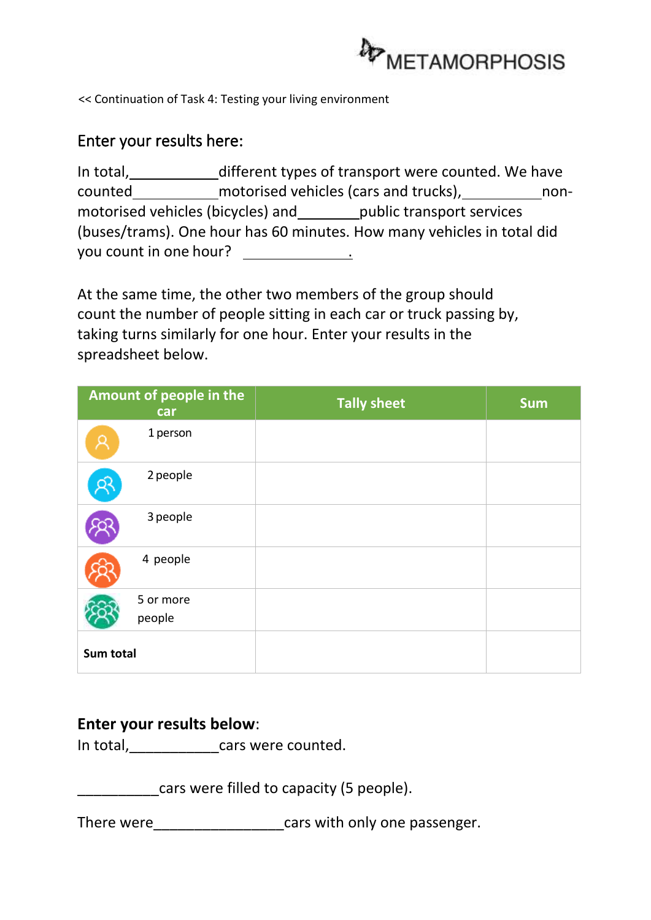<< Continuation of Task 4: Testing your living environment

## Enter your results here:

In total,\_\_\_\_\_\_\_\_\_\_\_\_different types of transport were counted. We have counted\_\_\_\_\_\_\_\_\_\_\_\_motorised vehicles (cars and trucks),\_\_\_\_\_\_\_\_\_\_\_non-motorised vehicles (bicycles) and\_\_\_\_\_\_\_\_\_public transport services (buses/trams). One hour has 60 minutes. How many vehicles in total did you count in one hour? \_\_\_\_\_\_\_\_\_\_\_\_\_\_.

At the same time, the other two members of the group should count the number of people sitting in each car or truck passing by, taking turns similarly for one hour. Enter your results in the spreadsheet below.

| Amount of people in the car | Tally sheet | Sum |
|---|---|---|
| 1 person | | |
| 2 people | | |
| 3 people | | |
| 4 people | | |
| 5 or more people | | |
| **Sum total** | | |

**Enter your results below**:

In total,\_\_\_\_\_\_\_\_\_\_\_\_cars were counted.

\_\_\_\_\_\_\_\_\_\_\_cars were filled to capacity (5 people).

There were\_\_\_\_\_\_\_\_\_\_\_\_\_\_\_\_\_\_cars with only one passenger.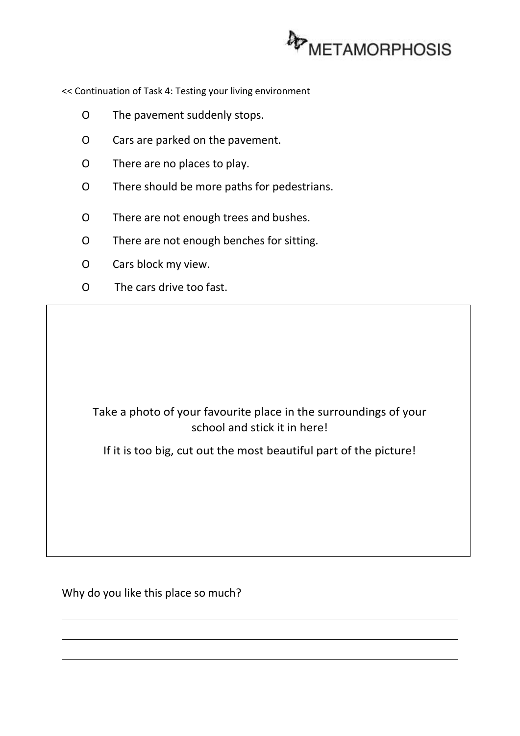<< Continuation of Task 4: Testing your living environment

- O The pavement suddenly stops.
- O Cars are parked on the pavement.
- O There are no places to play.
- O There should be more paths for pedestrians.
- O There are not enough trees and bushes.
- O There are not enough benches for sitting.
- O Cars block my view.
- O The cars drive too fast.

Take a photo of your favourite place in the surroundings of your school and stick it in here!

If it is too big, cut out the most beautiful part of the picture!

Why do you like this place so much?

______________________________________________

______________________________________________

______________________________________________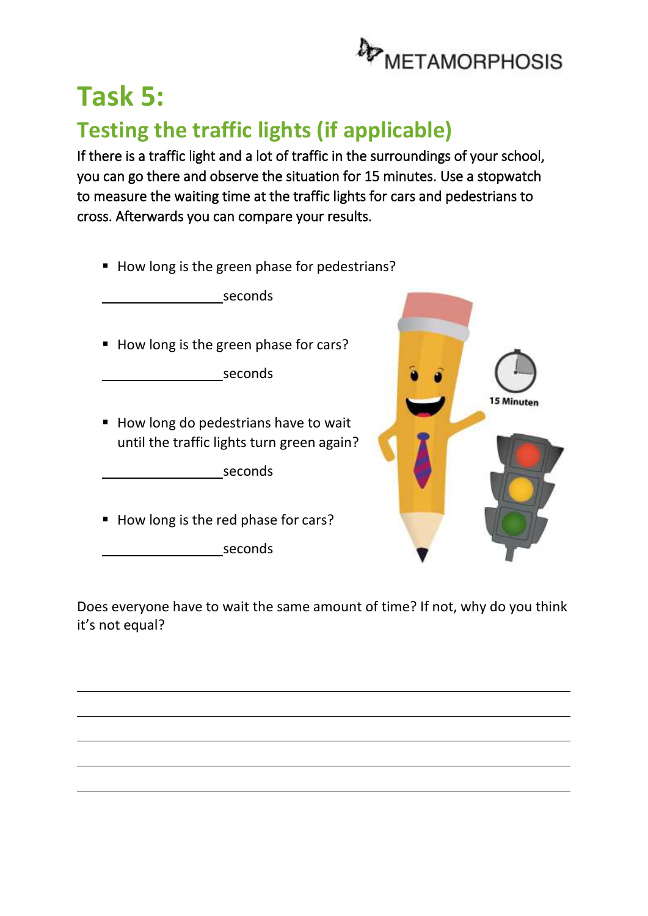# Task 5:

## Testing the traffic lights (if applicable)

If there is a traffic light and a lot of traffic in the surroundings of your school, you can go there and observe the situation for 15 minutes. Use a stopwatch to measure the waiting time at the traffic lights for cars and pedestrians to cross. Afterwards you can compare your results.

- How long is the green phase for pedestrians?

  ________________ seconds

- How long is the green phase for cars?

  ________________ seconds

- How long do pedestrians have to wait until the traffic lights turn green again?

  ________________ seconds

- How long is the red phase for cars?

  ________________ seconds

Does everyone have to wait the same amount of time? If not, why do you think it's not equal?

________________________________________________________________________

________________________________________________________________________

________________________________________________________________________

________________________________________________________________________

________________________________________________________________________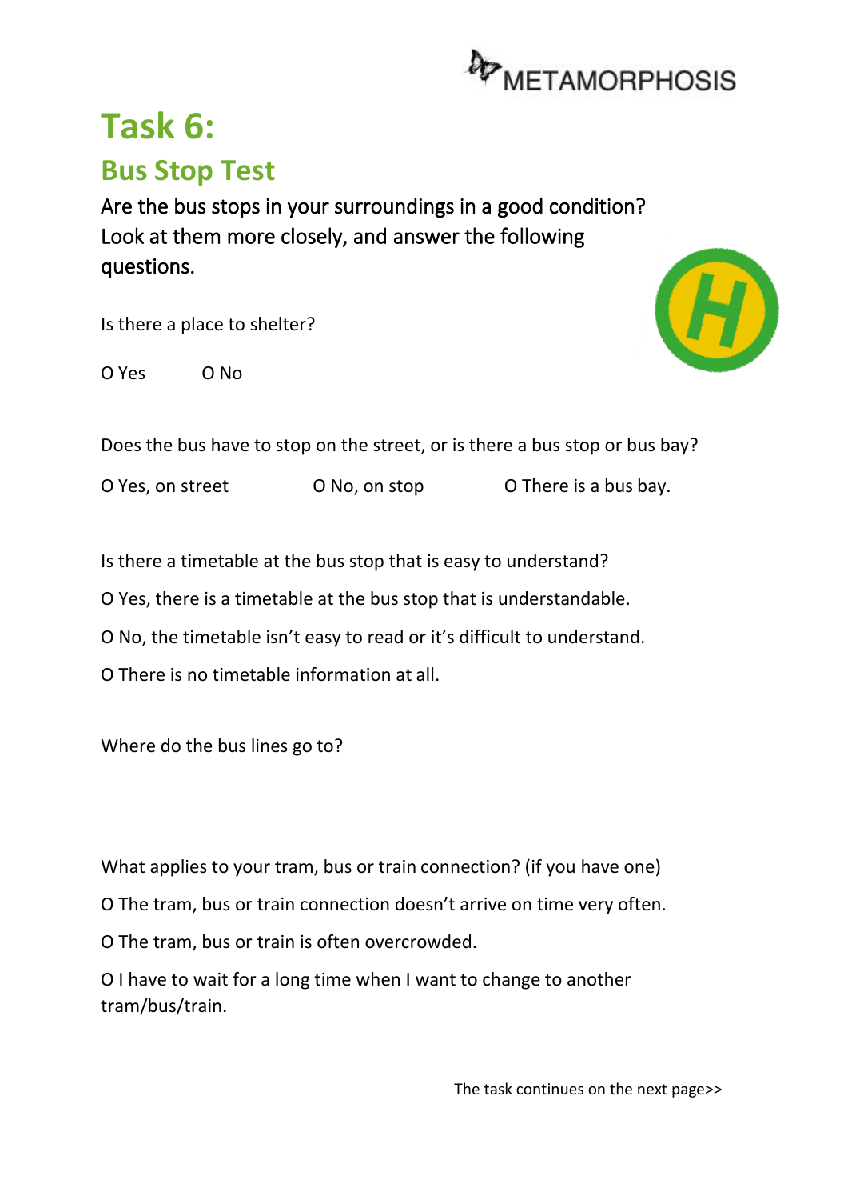# Task 6:

## Bus Stop Test

Are the bus stops in your surroundings in a good condition? Look at them more closely, and answer the following questions.

Is there a place to shelter?

O Yes O No

Does the bus have to stop on the street, or is there a bus stop or bus bay?

O Yes, on street O No, on stop O There is a bus bay.

Is there a timetable at the bus stop that is easy to understand?

O Yes, there is a timetable at the bus stop that is understandable.

O No, the timetable isn't easy to read or it's difficult to understand.

O There is no timetable information at all.

Where do the bus lines go to?

---

What applies to your tram, bus or train connection? (if you have one)

O The tram, bus or train connection doesn't arrive on time very often.

O The tram, bus or train is often overcrowded.

O I have to wait for a long time when I want to change to another tram/bus/train.

The task continues on the next page>>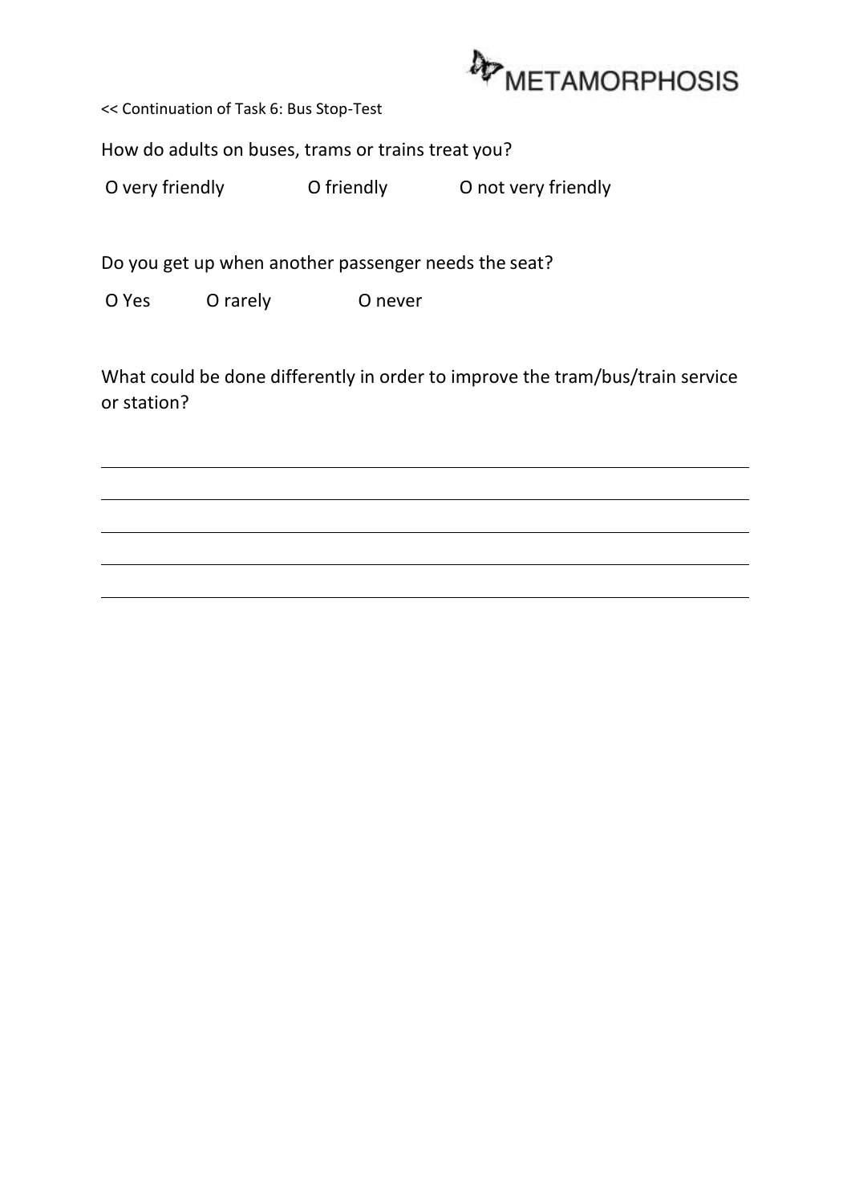<< Continuation of Task 6: Bus Stop-Test

How do adults on buses, trams or trains treat you?

O very friendly O friendly O not very friendly

Do you get up when another passenger needs the seat?

O Yes O rarely O never

What could be done differently in order to improve the tram/bus/train service or station?

\_\_\_\_\_\_\_\_\_\_\_\_\_\_\_\_\_\_\_\_\_\_\_\_\_\_\_\_\_\_\_\_\_\_\_\_\_\_\_\_\_\_\_\_\_\_\_\_\_\_\_\_\_\_\_\_\_\_\_\_

\_\_\_\_\_\_\_\_\_\_\_\_\_\_\_\_\_\_\_\_\_\_\_\_\_\_\_\_\_\_\_\_\_\_\_\_\_\_\_\_\_\_\_\_\_\_\_\_\_\_\_\_\_\_\_\_\_\_\_\_

\_\_\_\_\_\_\_\_\_\_\_\_\_\_\_\_\_\_\_\_\_\_\_\_\_\_\_\_\_\_\_\_\_\_\_\_\_\_\_\_\_\_\_\_\_\_\_\_\_\_\_\_\_\_\_\_\_\_\_\_

\_\_\_\_\_\_\_\_\_\_\_\_\_\_\_\_\_\_\_\_\_\_\_\_\_\_\_\_\_\_\_\_\_\_\_\_\_\_\_\_\_\_\_\_\_\_\_\_\_\_\_\_\_\_\_\_\_\_\_\_

\_\_\_\_\_\_\_\_\_\_\_\_\_\_\_\_\_\_\_\_\_\_\_\_\_\_\_\_\_\_\_\_\_\_\_\_\_\_\_\_\_\_\_\_\_\_\_\_\_\_\_\_\_\_\_\_\_\_\_\_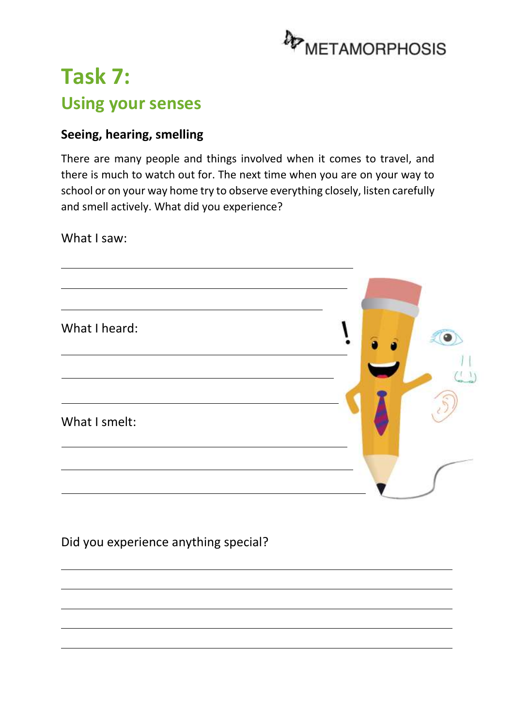# Task 7:

## Using your senses

### Seeing, hearing, smelling

There are many people and things involved when it comes to travel, and there is much to watch out for. The next time when you are on your way to school or on your way home try to observe everything closely, listen carefully and smell actively. What did you experience?

What I saw:

\_\_\_\_\_\_\_\_\_\_\_\_\_\_\_\_\_\_\_\_\_\_\_\_\_\_\_\_\_\_\_\_\_\_\_\_\_\_\_\_

\_\_\_\_\_\_\_\_\_\_\_\_\_\_\_\_\_\_\_\_\_\_\_\_\_\_\_\_\_\_\_\_\_\_\_\_\_\_\_\_

\_\_\_\_\_\_\_\_\_\_\_\_\_\_\_\_\_\_\_\_\_\_\_\_\_\_\_\_\_\_\_\_\_\_\_\_\_\_\_\_

What I heard:

\_\_\_\_\_\_\_\_\_\_\_\_\_\_\_\_\_\_\_\_\_\_\_\_\_\_\_\_\_\_\_\_\_\_\_\_\_\_\_\_

\_\_\_\_\_\_\_\_\_\_\_\_\_\_\_\_\_\_\_\_\_\_\_\_\_\_\_\_\_\_\_\_\_\_\_\_\_\_\_\_

\_\_\_\_\_\_\_\_\_\_\_\_\_\_\_\_\_\_\_\_\_\_\_\_\_\_\_\_\_\_\_\_\_\_\_\_\_\_\_\_

What I smelt:

\_\_\_\_\_\_\_\_\_\_\_\_\_\_\_\_\_\_\_\_\_\_\_\_\_\_\_\_\_\_\_\_\_\_\_\_\_\_\_\_

\_\_\_\_\_\_\_\_\_\_\_\_\_\_\_\_\_\_\_\_\_\_\_\_\_\_\_\_\_\_\_\_\_\_\_\_\_\_\_\_

\_\_\_\_\_\_\_\_\_\_\_\_\_\_\_\_\_\_\_\_\_\_\_\_\_\_\_\_\_\_\_\_\_\_\_\_\_\_\_\_

Did you experience anything special?

\_\_\_\_\_\_\_\_\_\_\_\_\_\_\_\_\_\_\_\_\_\_\_\_\_\_\_\_\_\_\_\_\_\_\_\_\_\_\_\_\_\_\_\_\_\_\_\_\_\_\_\_\_\_\_\_

\_\_\_\_\_\_\_\_\_\_\_\_\_\_\_\_\_\_\_\_\_\_\_\_\_\_\_\_\_\_\_\_\_\_\_\_\_\_\_\_\_\_\_\_\_\_\_\_\_\_\_\_\_\_\_\_

\_\_\_\_\_\_\_\_\_\_\_\_\_\_\_\_\_\_\_\_\_\_\_\_\_\_\_\_\_\_\_\_\_\_\_\_\_\_\_\_\_\_\_\_\_\_\_\_\_\_\_\_\_\_\_\_

\_\_\_\_\_\_\_\_\_\_\_\_\_\_\_\_\_\_\_\_\_\_\_\_\_\_\_\_\_\_\_\_\_\_\_\_\_\_\_\_\_\_\_\_\_\_\_\_\_\_\_\_\_\_\_\_

\_\_\_\_\_\_\_\_\_\_\_\_\_\_\_\_\_\_\_\_\_\_\_\_\_\_\_\_\_\_\_\_\_\_\_\_\_\_\_\_\_\_\_\_\_\_\_\_\_\_\_\_\_\_\_\_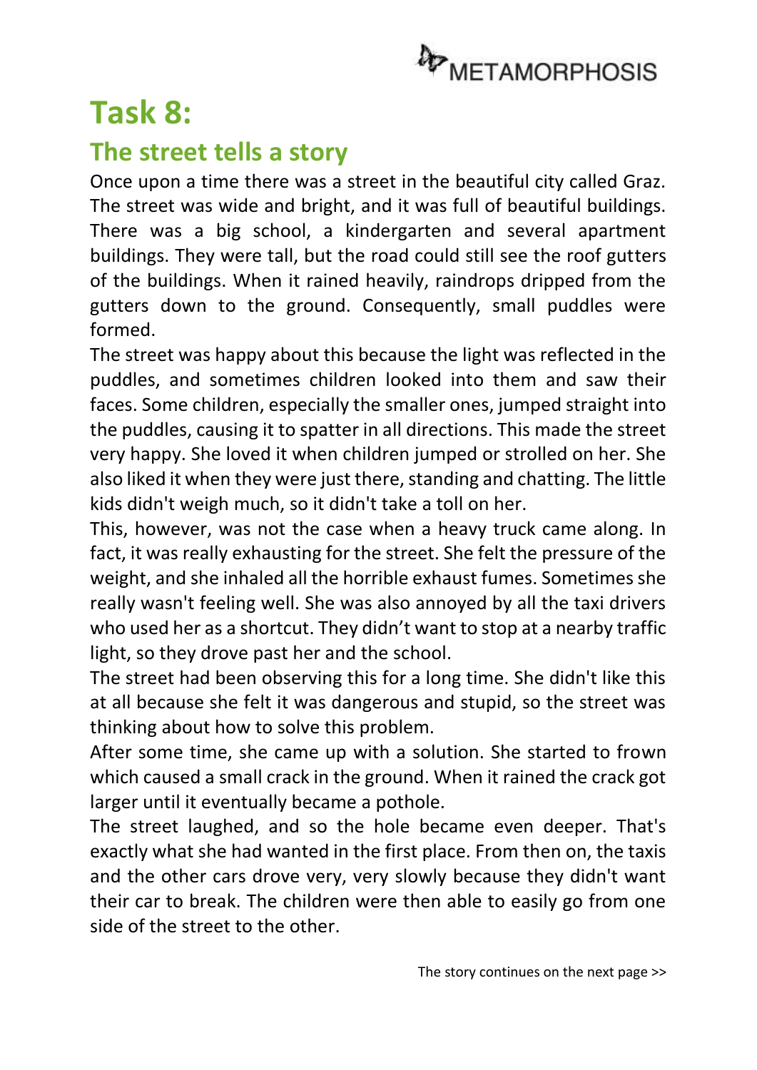# Task 8:

## The street tells a story

Once upon a time there was a street in the beautiful city called Graz. The street was wide and bright, and it was full of beautiful buildings. There was a big school, a kindergarten and several apartment buildings. They were tall, but the road could still see the roof gutters of the buildings. When it rained heavily, raindrops dripped from the gutters down to the ground. Consequently, small puddles were formed.

The street was happy about this because the light was reflected in the puddles, and sometimes children looked into them and saw their faces. Some children, especially the smaller ones, jumped straight into the puddles, causing it to spatter in all directions. This made the street very happy. She loved it when children jumped or strolled on her. She also liked it when they were just there, standing and chatting. The little kids didn't weigh much, so it didn't take a toll on her.

This, however, was not the case when a heavy truck came along. In fact, it was really exhausting for the street. She felt the pressure of the weight, and she inhaled all the horrible exhaust fumes. Sometimes she really wasn't feeling well. She was also annoyed by all the taxi drivers who used her as a shortcut. They didn't want to stop at a nearby traffic light, so they drove past her and the school.

The street had been observing this for a long time. She didn't like this at all because she felt it was dangerous and stupid, so the street was thinking about how to solve this problem.

After some time, she came up with a solution. She started to frown which caused a small crack in the ground. When it rained the crack got larger until it eventually became a pothole.

The street laughed, and so the hole became even deeper. That's exactly what she had wanted in the first place. From then on, the taxis and the other cars drove very, very slowly because they didn't want their car to break. The children were then able to easily go from one side of the street to the other.

The story continues on the next page >>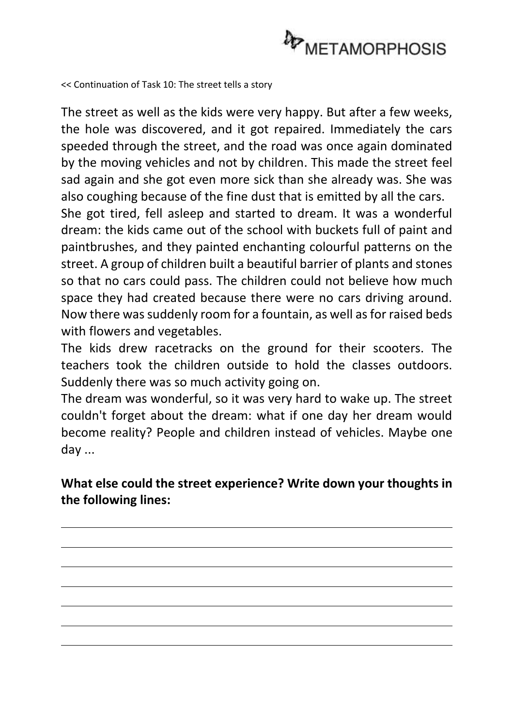<< Continuation of Task 10: The street tells a story

The street as well as the kids were very happy. But after a few weeks, the hole was discovered, and it got repaired. Immediately the cars speeded through the street, and the road was once again dominated by the moving vehicles and not by children. This made the street feel sad again and she got even more sick than she already was. She was also coughing because of the fine dust that is emitted by all the cars.

She got tired, fell asleep and started to dream. It was a wonderful dream: the kids came out of the school with buckets full of paint and paintbrushes, and they painted enchanting colourful patterns on the street. A group of children built a beautiful barrier of plants and stones so that no cars could pass. The children could not believe how much space they had created because there were no cars driving around. Now there was suddenly room for a fountain, as well as for raised beds with flowers and vegetables.

The kids drew racetracks on the ground for their scooters. The teachers took the children outside to hold the classes outdoors. Suddenly there was so much activity going on.

The dream was wonderful, so it was very hard to wake up. The street couldn't forget about the dream: what if one day her dream would become reality? People and children instead of vehicles. Maybe one day ...

**What else could the street experience? Write down your thoughts in the following lines:**

\_\_\_\_\_\_\_\_\_\_\_\_\_\_\_\_\_\_\_\_\_\_\_\_\_\_\_\_\_\_\_\_\_\_\_\_\_\_\_\_\_\_\_\_\_\_\_\_\_\_\_\_\_\_\_\_\_\_\_\_

\_\_\_\_\_\_\_\_\_\_\_\_\_\_\_\_\_\_\_\_\_\_\_\_\_\_\_\_\_\_\_\_\_\_\_\_\_\_\_\_\_\_\_\_\_\_\_\_\_\_\_\_\_\_\_\_\_\_\_\_

\_\_\_\_\_\_\_\_\_\_\_\_\_\_\_\_\_\_\_\_\_\_\_\_\_\_\_\_\_\_\_\_\_\_\_\_\_\_\_\_\_\_\_\_\_\_\_\_\_\_\_\_\_\_\_\_\_\_\_\_

\_\_\_\_\_\_\_\_\_\_\_\_\_\_\_\_\_\_\_\_\_\_\_\_\_\_\_\_\_\_\_\_\_\_\_\_\_\_\_\_\_\_\_\_\_\_\_\_\_\_\_\_\_\_\_\_\_\_\_\_

\_\_\_\_\_\_\_\_\_\_\_\_\_\_\_\_\_\_\_\_\_\_\_\_\_\_\_\_\_\_\_\_\_\_\_\_\_\_\_\_\_\_\_\_\_\_\_\_\_\_\_\_\_\_\_\_\_\_\_\_

\_\_\_\_\_\_\_\_\_\_\_\_\_\_\_\_\_\_\_\_\_\_\_\_\_\_\_\_\_\_\_\_\_\_\_\_\_\_\_\_\_\_\_\_\_\_\_\_\_\_\_\_\_\_\_\_\_\_\_\_

\_\_\_\_\_\_\_\_\_\_\_\_\_\_\_\_\_\_\_\_\_\_\_\_\_\_\_\_\_\_\_\_\_\_\_\_\_\_\_\_\_\_\_\_\_\_\_\_\_\_\_\_\_\_\_\_\_\_\_\_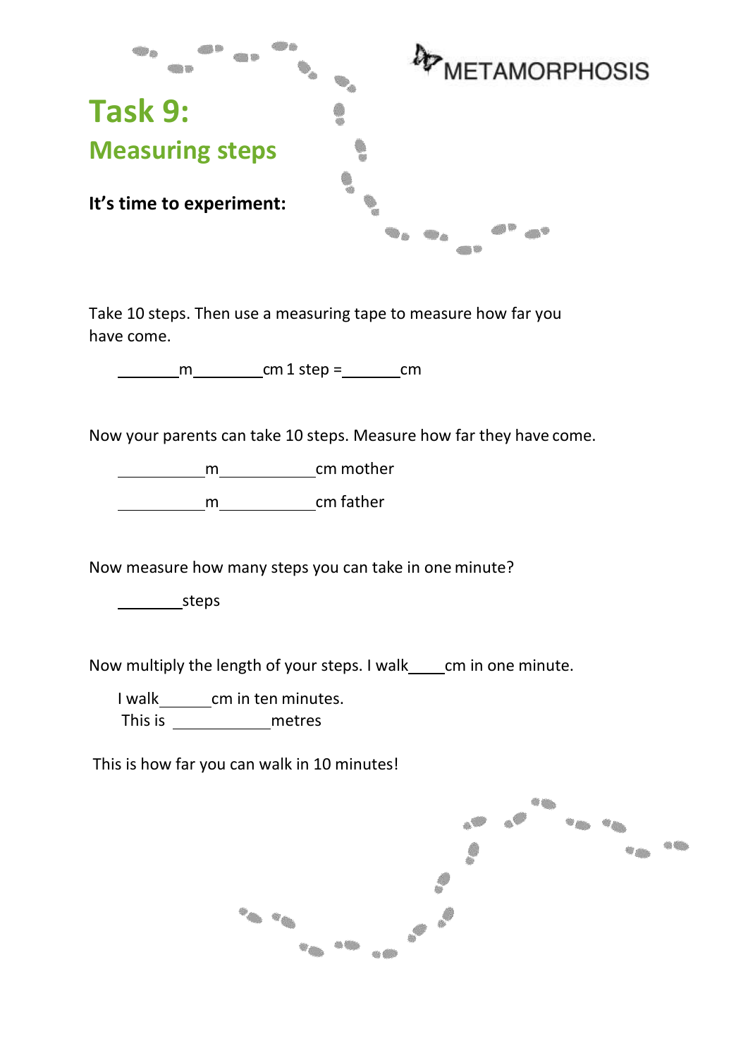METAMORPHOSIS

# Task 9:

## Measuring steps

**It's time to experiment:**

Take 10 steps. Then use a measuring tape to measure how far you have come.

\_\_\_\_\_\_\_\_m\_\_\_\_\_\_\_\_\_cm 1 step =\_\_\_\_\_\_\_\_cm

Now your parents can take 10 steps. Measure how far they have come.

\_\_\_\_\_\_\_\_\_\_\_m\_\_\_\_\_\_\_\_\_\_\_\_cm mother

\_\_\_\_\_\_\_\_\_\_\_m\_\_\_\_\_\_\_\_\_\_\_\_cm father

Now measure how many steps you can take in one minute?

\_\_\_\_\_\_\_\_steps

Now multiply the length of your steps. I walk\_\_\_\_\_cm in one minute.

I walk\_\_\_\_\_\_\_cm in ten minutes.
This is \_\_\_\_\_\_\_\_\_\_\_\_\_metres

This is how far you can walk in 10 minutes!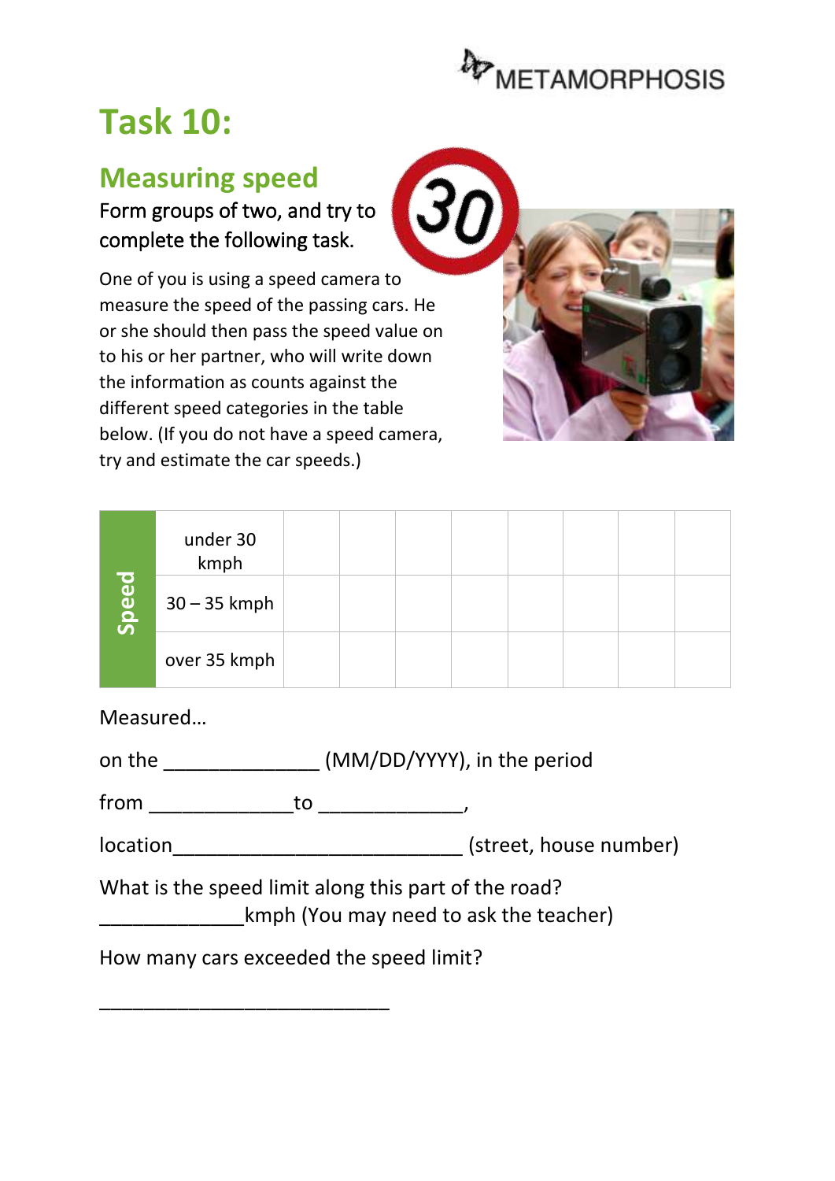# Task 10:

## Measuring speed

Form groups of two, and try to complete the following task.

One of you is using a speed camera to measure the speed of the passing cars. He or she should then pass the speed value on to his or her partner, who will write down the information as counts against the different speed categories in the table below. (If you do not have a speed camera, try and estimate the car speeds.)

| Speed | | | | | | | | | |
|---|---|---|---|---|---|---|---|---|---|
| | under 30 kmph | | | | | | | | |
| | 30 – 35 kmph | | | | | | | | |
| | over 35 kmph | | | | | | | | |

Measured…

on the ______________ (MM/DD/YYYY), in the period

from _____________to _____________,

location__________________________ (street, house number)

What is the speed limit along this part of the road?
_____________kmph (You may need to ask the teacher)

How many cars exceeded the speed limit?

__________________________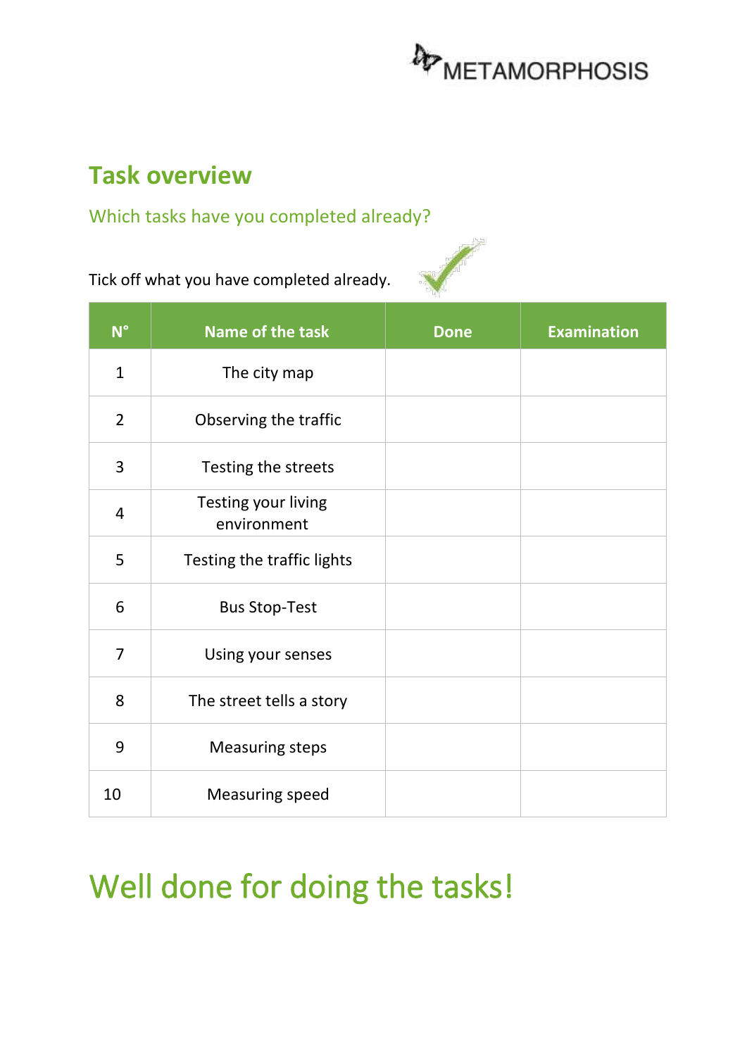METAMORPHOSIS

# Task overview

## Which tasks have you completed already?

Tick off what you have completed already.

| N° | Name of the task | Done | Examination |
|---|---|---|---|
| 1 | The city map | | |
| 2 | Observing the traffic | | |
| 3 | Testing the streets | | |
| 4 | Testing your living environment | | |
| 5 | Testing the traffic lights | | |
| 6 | Bus Stop-Test | | |
| 7 | Using your senses | | |
| 8 | The street tells a story | | |
| 9 | Measuring steps | | |
| 10 | Measuring speed | | |

# Well done for doing the tasks!